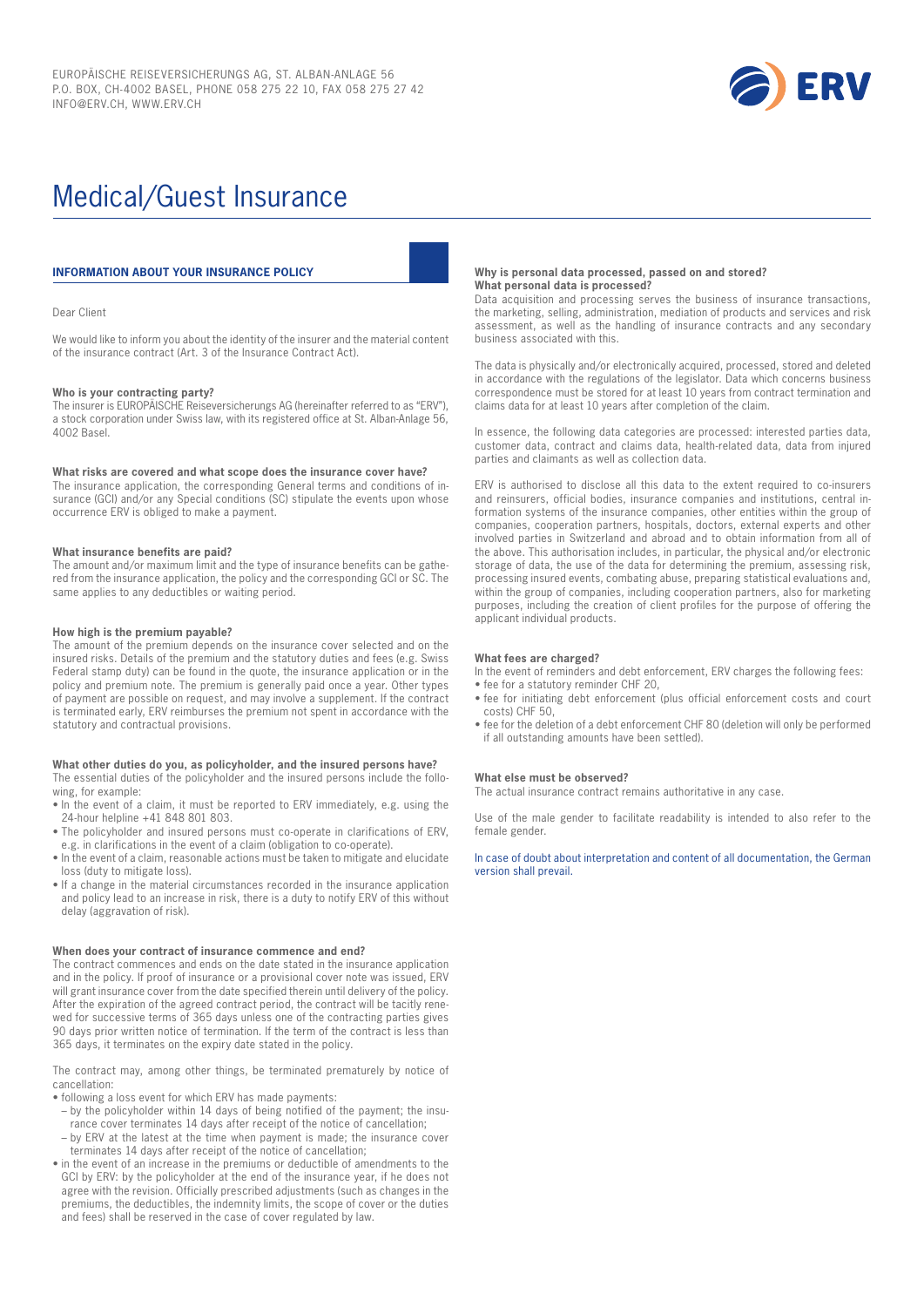EUROPÄISCHE REISEVERSICHERUNGS AG, ST. ALBAN-ANLAGE 56
P.O. BOX, CH-4002 BASEL, PHONE 058 275 22 10, FAX 058 275 27 42
INFO@ERV.CH, WWW.ERV.CH

# Medical/Guest Insurance

## INFORMATION ABOUT YOUR INSURANCE POLICY

Dear Client

We would like to inform you about the identity of the insurer and the material content of the insurance contract (Art. 3 of the Insurance Contract Act).

**Who is your contracting party?**
The insurer is EUROPÄISCHE Reiseversicherungs AG (hereinafter referred to as "ERV"), a stock corporation under Swiss law, with its registered office at St. Alban-Anlage 56, 4002 Basel.

**What risks are covered and what scope does the insurance cover have?**
The insurance application, the corresponding General terms and conditions of insurance (GCI) and/or any Special conditions (SC) stipulate the events upon whose occurrence ERV is obliged to make a payment.

**What insurance benefits are paid?**
The amount and/or maximum limit and the type of insurance benefits can be gathered from the insurance application, the policy and the corresponding GCI or SC. The same applies to any deductibles or waiting period.

**How high is the premium payable?**
The amount of the premium depends on the insurance cover selected and on the insured risks. Details of the premium and the statutory duties and fees (e.g. Swiss Federal stamp duty) can be found in the quote, the insurance application or in the policy and premium note. The premium is generally paid once a year. Other types of payment are possible on request, and may involve a supplement. If the contract is terminated early, ERV reimburses the premium not spent in accordance with the statutory and contractual provisions.

**What other duties do you, as policyholder, and the insured persons have?**
The essential duties of the policyholder and the insured persons include the following, for example:

- In the event of a claim, it must be reported to ERV immediately, e.g. using the 24-hour helpline +41 848 801 803.
- The policyholder and insured persons must co-operate in clarifications of ERV, e.g. in clarifications in the event of a claim (obligation to co-operate).
- In the event of a claim, reasonable actions must be taken to mitigate and elucidate loss (duty to mitigate loss).
- If a change in the material circumstances recorded in the insurance application and policy lead to an increase in risk, there is a duty to notify ERV of this without delay (aggravation of risk).

**When does your contract of insurance commence and end?**
The contract commences and ends on the date stated in the insurance application and in the policy. If proof of insurance or a provisional cover note was issued, ERV will grant insurance cover from the date specified therein until delivery of the policy. After the expiration of the agreed contract period, the contract will be tacitly renewed for successive terms of 365 days unless one of the contracting parties gives 90 days prior written notice of termination. If the term of the contract is less than 365 days, it terminates on the expiry date stated in the policy.

The contract may, among other things, be terminated prematurely by notice of cancellation:

- following a loss event for which ERV has made payments:
  - by the policyholder within 14 days of being notified of the payment; the insurance cover terminates 14 days after receipt of the notice of cancellation;
  - by ERV at the latest at the time when payment is made; the insurance cover terminates 14 days after receipt of the notice of cancellation;
- in the event of an increase in the premiums or deductible of amendments to the GCI by ERV: by the policyholder at the end of the insurance year, if he does not agree with the revision. Officially prescribed adjustments (such as changes in the premiums, the deductibles, the indemnity limits, the scope of cover or the duties and fees) shall be reserved in the case of cover regulated by law.

**Why is personal data processed, passed on and stored?**
**What personal data is processed?**
Data acquisition and processing serves the business of insurance transactions, the marketing, selling, administration, mediation of products and services and risk assessment, as well as the handling of insurance contracts and any secondary business associated with this.

The data is physically and/or electronically acquired, processed, stored and deleted in accordance with the regulations of the legislator. Data which concerns business correspondence must be stored for at least 10 years from contract termination and claims data for at least 10 years after completion of the claim.

In essence, the following data categories are processed: interested parties data, customer data, contract and claims data, health-related data, data from injured parties and claimants as well as collection data.

ERV is authorised to disclose all this data to the extent required to co-insurers and reinsurers, official bodies, insurance companies and institutions, central information systems of the insurance companies, other entities within the group of companies, cooperation partners, hospitals, doctors, external experts and other involved parties in Switzerland and abroad and to obtain information from all of the above. This authorisation includes, in particular, the physical and/or electronic storage of data, the use of the data for determining the premium, assessing risk, processing insured events, combating abuse, preparing statistical evaluations and, within the group of companies, including cooperation partners, also for marketing purposes, including the creation of client profiles for the purpose of offering the applicant individual products.

**What fees are charged?**
In the event of reminders and debt enforcement, ERV charges the following fees:

- fee for a statutory reminder CHF 20,
- fee for initiating debt enforcement (plus official enforcement costs and court costs) CHF 50,
- fee for the deletion of a debt enforcement CHF 80 (deletion will only be performed if all outstanding amounts have been settled).

**What else must be observed?**
The actual insurance contract remains authoritative in any case.

Use of the male gender to facilitate readability is intended to also refer to the female gender.

In case of doubt about interpretation and content of all documentation, the German version shall prevail.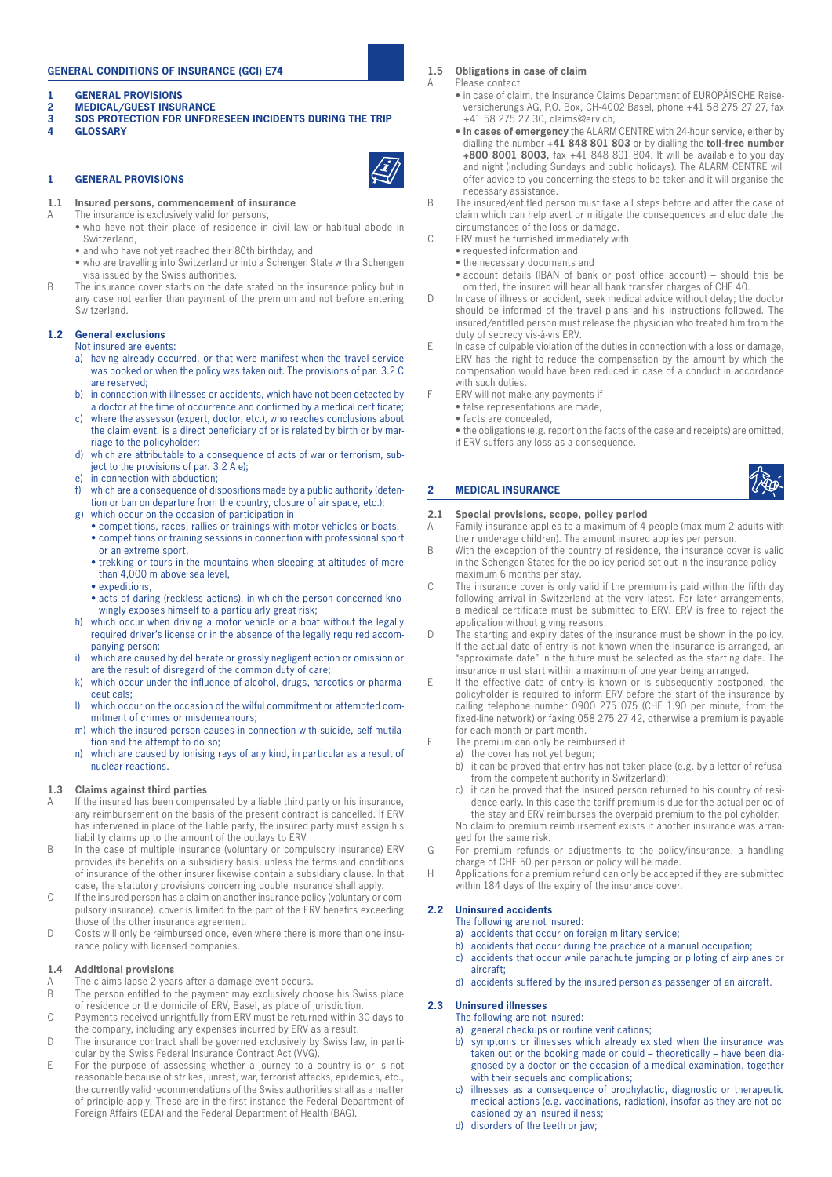## GENERAL CONDITIONS OF INSURANCE (GCI) E74

**1 GENERAL PROVISIONS**
**2 MEDICAL/GUEST INSURANCE**
**3 SOS PROTECTION FOR UNFORESEEN INCIDENTS DURING THE TRIP**
**4 GLOSSARY**

## 1 GENERAL PROVISIONS

### 1.1 Insured persons, commencement of insurance

A The insurance is exclusively valid for persons,
- who have not their place of residence in civil law or habitual abode in Switzerland,
- and who have not yet reached their 80th birthday, and
- who are travelling into Switzerland or into a Schengen State with a Schengen visa issued by the Swiss authorities.

B The insurance cover starts on the date stated on the insurance policy but in any case not earlier than payment of the premium and not before entering Switzerland.

### 1.2 General exclusions

Not insured are events:

a) having already occurred, or that were manifest when the travel service was booked or when the policy was taken out. The provisions of par. 3.2 C are reserved;
b) in connection with illnesses or accidents, which have not been detected by a doctor at the time of occurrence and confirmed by a medical certificate;
c) where the assessor (expert, doctor, etc.), who reaches conclusions about the claim event, is a direct beneficiary of or is related by birth or by marriage to the policyholder;
d) which are attributable to a consequence of acts of war or terrorism, subject to the provisions of par. 3.2 A e);
e) in connection with abduction;
f) which are a consequence of dispositions made by a public authority (detention or ban on departure from the country, closure of air space, etc.);
g) which occur on the occasion of participation in
   - competitions, races, rallies or trainings with motor vehicles or boats,
   - competitions or training sessions in connection with professional sport or an extreme sport,
   - trekking or tours in the mountains when sleeping at altitudes of more than 4,000 m above sea level,
   - expeditions,
   - acts of daring (reckless actions), in which the person concerned knowingly exposes himself to a particularly great risk;
h) which occur when driving a motor vehicle or a boat without the legally required driver's license or in the absence of the legally required accompanying person;
i) which are caused by deliberate or grossly negligent action or omission or are the result of disregard of the common duty of care;
k) which occur under the influence of alcohol, drugs, narcotics or pharmaceuticals;
l) which occur on the occasion of the wilful commitment or attempted commitment of crimes or misdemeanours;
m) which the insured person causes in connection with suicide, self-mutilation and the attempt to do so;
n) which are caused by ionising rays of any kind, in particular as a result of nuclear reactions.

### 1.3 Claims against third parties

A If the insured has been compensated by a liable third party or his insurance, any reimbursement on the basis of the present contract is cancelled. If ERV has intervened in place of the liable party, the insured party must assign his liability claims up to the amount of the outlays to ERV.

B In the case of multiple insurance (voluntary or compulsory insurance) ERV provides its benefits on a subsidiary basis, unless the terms and conditions of insurance of the other insurer likewise contain a subsidiary clause. In that case, the statutory provisions concerning double insurance shall apply.

C If the insured person has a claim on another insurance policy (voluntary or compulsory insurance), cover is limited to the part of the ERV benefits exceeding those of the other insurance agreement.

D Costs will only be reimbursed once, even where there is more than one insurance policy with licensed companies.

### 1.4 Additional provisions

A The claims lapse 2 years after a damage event occurs.

B The person entitled to the payment may exclusively choose his Swiss place of residence or the domicile of ERV, Basel, as place of jurisdiction.

C Payments received unrightfully from ERV must be returned within 30 days to the company, including any expenses incurred by ERV as a result.

D The insurance contract shall be governed exclusively by Swiss law, in particular by the Swiss Federal Insurance Contract Act (VVG).

E For the purpose of assessing whether a journey to a country is or is not reasonable because of strikes, unrest, war, terrorist attacks, epidemics, etc., the currently valid recommendations of the Swiss authorities shall as a matter of principle apply. These are in the first instance the Federal Department of Foreign Affairs (EDA) and the Federal Department of Health (BAG).

### 1.5 Obligations in case of claim

A Please contact
- in case of claim, the Insurance Claims Department of EUROPÄISCHE Reiseversicherungs AG, P.O. Box, CH-4002 Basel, phone +41 58 275 27 27, fax +41 58 275 27 30, claims@erv.ch,
- **in cases of emergency** the ALARM CENTRE with 24-hour service, either by dialling the number **+41 848 801 803** or by dialling the **toll-free number +800 8001 8003,** fax +41 848 801 804. It will be available to you day and night (including Sundays and public holidays). The ALARM CENTRE will offer advice to you concerning the steps to be taken and it will organise the necessary assistance.

B The insured/entitled person must take all steps before and after the case of claim which can help avert or mitigate the consequences and elucidate the circumstances of the loss or damage.

C ERV must be furnished immediately with
- requested information and
- the necessary documents and
- account details (IBAN of bank or post office account) – should this be omitted, the insured will bear all bank transfer charges of CHF 40.

D In case of illness or accident, seek medical advice without delay; the doctor should be informed of the travel plans and his instructions followed. The insured/entitled person must release the physician who treated him from the duty of secrecy vis-à-vis ERV.

E In case of culpable violation of the duties in connection with a loss or damage, ERV has the right to reduce the compensation by the amount by which the compensation would have been reduced in case of a conduct in accordance with such duties.

F ERV will not make any payments if
- false representations are made,
- facts are concealed,
- the obligations (e.g. report on the facts of the case and receipts) are omitted, if ERV suffers any loss as a consequence.

## 2 MEDICAL INSURANCE

### 2.1 Special provisions, scope, policy period

A Family insurance applies to a maximum of 4 people (maximum 2 adults with their underage children). The amount insured applies per person.

B With the exception of the country of residence, the insurance cover is valid in the Schengen States for the policy period set out in the insurance policy – maximum 6 months per stay.

C The insurance cover is only valid if the premium is paid within the fifth day following arrival in Switzerland at the very latest. For later arrangements, a medical certificate must be submitted to ERV. ERV is free to reject the application without giving reasons.

D The starting and expiry dates of the insurance must be shown in the policy. If the actual date of entry is not known when the insurance is arranged, an "approximate date" in the future must be selected as the starting date. The insurance must start within a maximum of one year being arranged.

E If the effective date of entry is known or is subsequently postponed, the policyholder is required to inform ERV before the start of the insurance by calling telephone number 0900 275 075 (CHF 1.90 per minute, from the fixed-line network) or faxing 058 275 27 42, otherwise a premium is payable for each month or part month.

F The premium can only be reimbursed if
a) the cover has not yet begun;
b) it can be proved that entry has not taken place (e.g. by a letter of refusal from the competent authority in Switzerland);
c) it can be proved that the insured person returned to his country of residence early. In this case the tariff premium is due for the actual period of the stay and ERV reimburses the overpaid premium to the policyholder.

No claim to premium reimbursement exists if another insurance was arranged for the same risk.

G For premium refunds or adjustments to the policy/insurance, a handling charge of CHF 50 per person or policy will be made.

H Applications for a premium refund can only be accepted if they are submitted within 184 days of the expiry of the insurance cover.

### 2.2 Uninsured accidents

The following are not insured:

a) accidents that occur on foreign military service;
b) accidents that occur during the practice of a manual occupation;
c) accidents that occur while parachute jumping or piloting of airplanes or aircraft;
d) accidents suffered by the insured person as passenger of an aircraft.

### 2.3 Uninsured illnesses

The following are not insured:

a) general checkups or routine verifications;
b) symptoms or illnesses which already existed when the insurance was taken out or the booking made or could – theoretically – have been diagnosed by a doctor on the occasion of a medical examination, together with their sequels and complications;
c) illnesses as a consequence of prophylactic, diagnostic or therapeutic medical actions (e.g. vaccinations, radiation), insofar as they are not occasioned by an insured illness;
d) disorders of the teeth or jaw;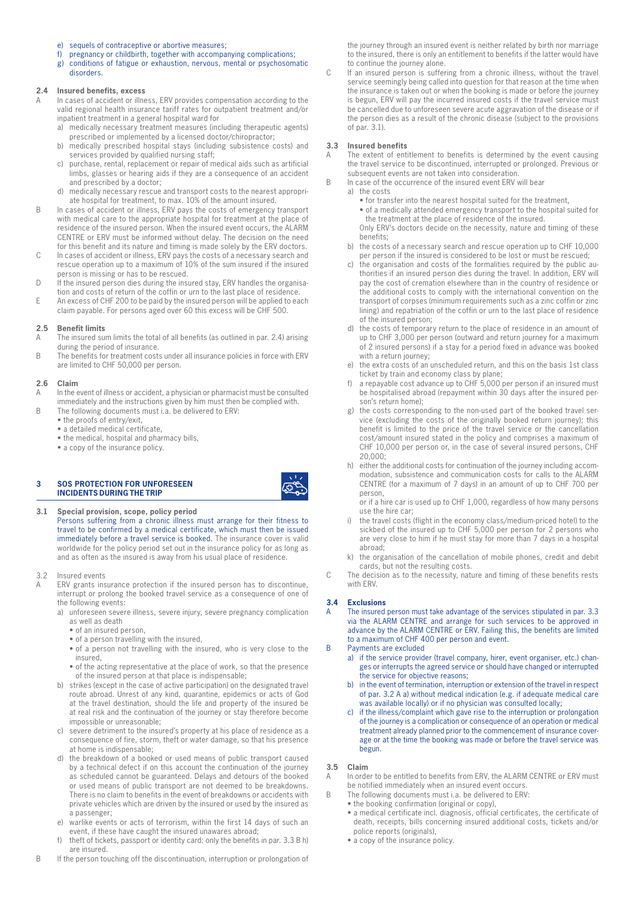e) sequels of contraceptive or abortive measures;
f) pregnancy or childbirth, together with accompanying complications;
g) conditions of fatigue or exhaustion, nervous, mental or psychosomatic disorders.

### 2.4 Insured benefits, excess

A In cases of accident or illness, ERV provides compensation according to the valid regional health insurance tariff rates for outpatient treatment and/or inpatient treatment in a general hospital ward for
a) medically necessary treatment measures (including therapeutic agents) prescribed or implemented by a licensed doctor/chiropractor;
b) medically prescribed hospital stays (including subsistence costs) and services provided by qualified nursing staff;
c) purchase, rental, replacement or repair of medical aids such as artificial limbs, glasses or hearing aids if they are a consequence of an accident and prescribed by a doctor;
d) medically necessary rescue and transport costs to the nearest appropriate hospital for treatment, to max. 10% of the amount insured.

B In cases of accident or illness, ERV pays the costs of emergency transport with medical care to the appropriate hospital for treatment at the place of residence of the insured person. When the insured event occurs, the ALARM CENTRE or ERV must be informed without delay. The decision on the need for this benefit and its nature and timing is made solely by the ERV doctors.

C In cases of accident or illness, ERV pays the costs of a necessary search and rescue operation up to a maximum of 10% of the sum insured if the insured person is missing or has to be rescued.

D If the insured person dies during the insured stay, ERV handles the organisation and costs of return of the coffin or urn to the last place of residence.

E An excess of CHF 200 to be paid by the insured person will be applied to each claim payable. For persons aged over 60 this excess will be CHF 500.

### 2.5 Benefit limits

A The insured sum limits the total of all benefits (as outlined in par. 2.4) arising during the period of insurance.

B The benefits for treatment costs under all insurance policies in force with ERV are limited to CHF 50,000 per person.

### 2.6 Claim

A In the event of illness or accident, a physician or pharmacist must be consulted immediately and the instructions given by him must then be complied with.

B The following documents must i.a. be delivered to ERV:
- the proofs of entry/exit,
- a detailed medical certificate,
- the medical, hospital and pharmacy bills,
- a copy of the insurance policy.

## 3 SOS PROTECTION FOR UNFORESEEN INCIDENTS DURING THE TRIP

### 3.1 Special provision, scope, policy period

Persons suffering from a chronic illness must arrange for their fitness to travel to be confirmed by a medical certificate, which must then be issued immediately before a travel service is booked. The insurance cover is valid worldwide for the policy period set out in the insurance policy for as long as and as often as the insured is away from his usual place of residence.

### 3.2 Insured events

A ERV grants insurance protection if the insured person has to discontinue, interrupt or prolong the booked travel service as a consequence of one of the following events:
a) unforeseen severe illness, severe injury, severe pregnancy complication as well as death
- of an insured person,
- of a person travelling with the insured,
- of a person not travelling with the insured, who is very close to the insured,
- of the acting representative at the place of work, so that the presence of the insured person at that place is indispensable;

b) strikes (except in the case of active participation) on the designated travel route abroad. Unrest of any kind, quarantine, epidemics or acts of God at the travel destination, should the life and property of the insured be at real risk and the continuation of the journey or stay therefore become impossible or unreasonable;
c) severe detriment to the insured's property at his place of residence as a consequence of fire, storm, theft or water damage, so that his presence at home is indispensable;
d) the breakdown of a booked or used means of public transport caused by a technical defect if on this account the continuation of the journey as scheduled cannot be guaranteed. Delays and detours of the booked or used means of public transport are not deemed to be breakdowns. There is no claim to benefits in the event of breakdowns or accidents with private vehicles which are driven by the insured or used by the insured as a passenger;
e) warlike events or acts of terrorism, within the first 14 days of such an event, if these have caught the insured unawares abroad;
f) theft of tickets, passport or identity card: only the benefits in par. 3.3 B h) are insured.

B If the person touching off the discontinuation, interruption or prolongation of the journey through an insured event is neither related by birth nor marriage to the insured, there is only an entitlement to benefits if the latter would have to continue the journey alone.

C If an insured person is suffering from a chronic illness, without the travel service seemingly being called into question for that reason at the time when the insurance is taken out or when the booking is made or before the journey is begun, ERV will pay the incurred insured costs if the travel service must be cancelled due to unforeseen severe acute aggravation of the disease or if the person dies as a result of the chronic disease (subject to the provisions of par. 3.1).

### 3.3 Insured benefits

A The extent of entitlement to benefits is determined by the event causing the travel service to be discontinued, interrupted or prolonged. Previous or subsequent events are not taken into consideration.

B In case of the occurrence of the insured event ERV will bear
a) the costs
- for transfer into the nearest hospital suited for the treatment,
- of a medically attended emergency transport to the hospital suited for the treatment at the place of residence of the insured.

Only ERV's doctors decide on the necessity, nature and timing of these benefits;

b) the costs of a necessary search and rescue operation up to CHF 10,000 per person if the insured is considered to be lost or must be rescued;
c) the organisation and costs of the formalities required by the public authorities if an insured person dies during the travel. In addition, ERV will pay the cost of cremation elsewhere than in the country of residence or the additional costs to comply with the international convention on the transport of corpses (minimum requirements such as a zinc coffin or zinc lining) and repatriation of the coffin or urn to the last place of residence of the insured person;
d) the costs of temporary return to the place of residence in an amount of up to CHF 3,000 per person (outward and return journey for a maximum of 2 insured persons) if a stay for a period fixed in advance was booked with a return journey;
e) the extra costs of an unscheduled return, and this on the basis 1st class ticket by train and economy class by plane;
f) a repayable cost advance up to CHF 5,000 per person if an insured must be hospitalised abroad (repayment within 30 days after the insured person's return home);
g) the costs corresponding to the non-used part of the booked travel service (excluding the costs of the originally booked return journey); this benefit is limited to the price of the travel service or the cancellation cost/amount insured stated in the policy and comprises a maximum of CHF 10,000 per person or, in the case of several insured persons, CHF 20,000;
h) either the additional costs for continuation of the journey including accommodation, subsistence and communication costs for calls to the ALARM CENTRE (for a maximum of 7 days) in an amount of up to CHF 700 per person,

or if a hire car is used up to CHF 1,000, regardless of how many persons use the hire car;

i) the travel costs (flight in the economy class/medium-priced hotel) to the sickbed of the insured up to CHF 5,000 per person for 2 persons who are very close to him if he must stay for more than 7 days in a hospital abroad;
k) the organisation of the cancellation of mobile phones, credit and debit cards, but not the resulting costs.

C The decision as to the necessity, nature and timing of these benefits rests with ERV.

### 3.4 Exclusions

A The insured person must take advantage of the services stipulated in par. 3.3 via the ALARM CENTRE and arrange for such services to be approved in advance by the ALARM CENTRE or ERV. Failing this, the benefits are limited to a maximum of CHF 400 per person and event.

B Payments are excluded
a) if the service provider (travel company, hirer, event organiser, etc.) changes or interrupts the agreed service or should have changed or interrupted the service for objective reasons;
b) in the event of termination, interruption or extension of the travel in respect of par. 3.2 A a) without medical indication (e.g. if adequate medical care was available locally) or if no physician was consulted locally;
c) if the illness/complaint which gave rise to the interruption or prolongation of the journey is a complication or consequence of an operation or medical treatment already planned prior to the commencement of insurance coverage or at the time the booking was made or before the travel service was begun.

### 3.5 Claim

A In order to be entitled to benefits from ERV, the ALARM CENTRE or ERV must be notified immediately when an insured event occurs.

B The following documents must i.a. be delivered to ERV:
- the booking confirmation (original or copy),
- a medical certificate incl. diagnosis, official certificates, the certificate of death, receipts, bills concerning insured additional costs, tickets and/or police reports (originals),
- a copy of the insurance policy.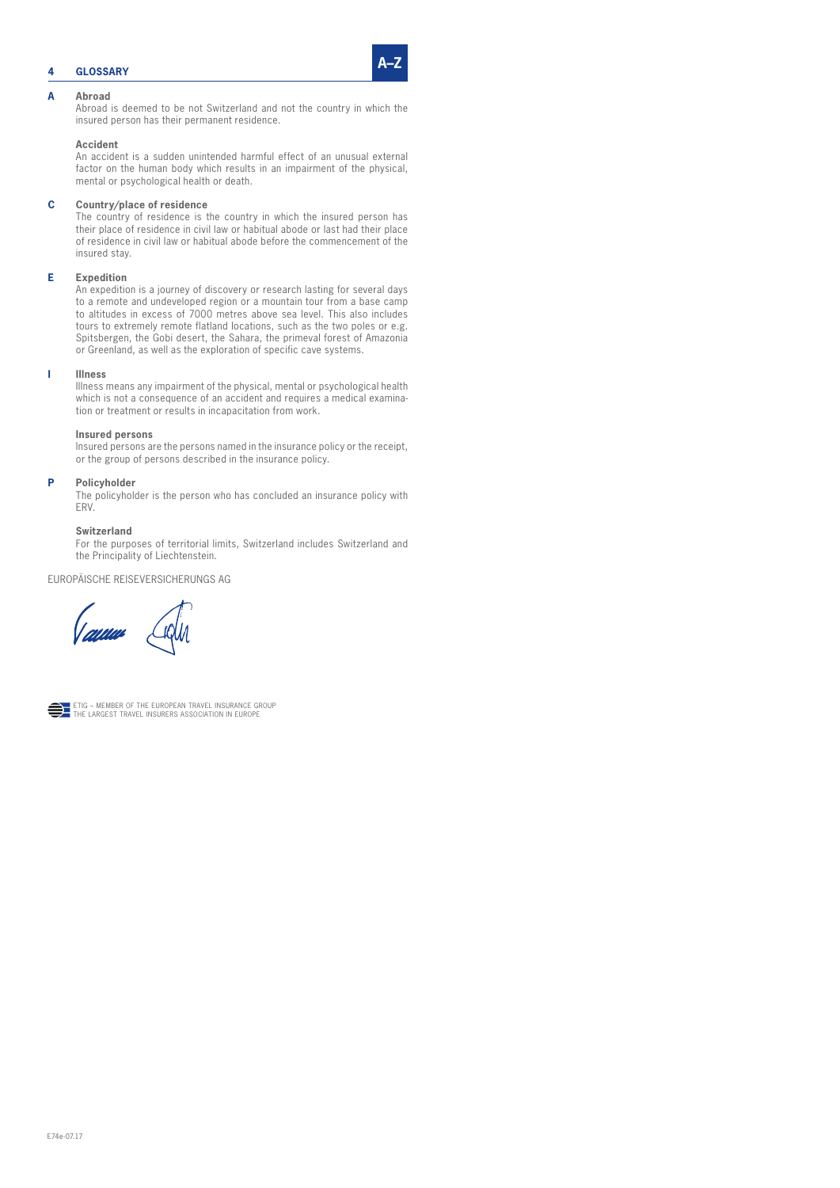## 4 GLOSSARY

A–Z

**A**

### Abroad

Abroad is deemed to be not Switzerland and not the country in which the insured person has their permanent residence.

### Accident

An accident is a sudden unintended harmful effect of an unusual external factor on the human body which results in an impairment of the physical, mental or psychological health or death.

**C**

### Country/place of residence

The country of residence is the country in which the insured person has their place of residence in civil law or habitual abode or last had their place of residence in civil law or habitual abode before the commencement of the insured stay.

**E**

### Expedition

An expedition is a journey of discovery or research lasting for several days to a remote and undeveloped region or a mountain tour from a base camp to altitudes in excess of 7000 metres above sea level. This also includes tours to extremely remote flatland locations, such as the two poles or e.g. Spitsbergen, the Gobi desert, the Sahara, the primeval forest of Amazonia or Greenland, as well as the exploration of specific cave systems.

**I**

### Illness

Illness means any impairment of the physical, mental or psychological health which is not a consequence of an accident and requires a medical examination or treatment or results in incapacitation from work.

### Insured persons

Insured persons are the persons named in the insurance policy or the receipt, or the group of persons described in the insurance policy.

**P**

### Policyholder

The policyholder is the person who has concluded an insurance policy with ERV.

### Switzerland

For the purposes of territorial limits, Switzerland includes Switzerland and the Principality of Liechtenstein.

EUROPÄISCHE REISEVERSICHERUNGS AG

ETIG – MEMBER OF THE EUROPEAN TRAVEL INSURANCE GROUP
THE LARGEST TRAVEL INSURERS ASSOCIATION IN EUROPE

E74e-07.17